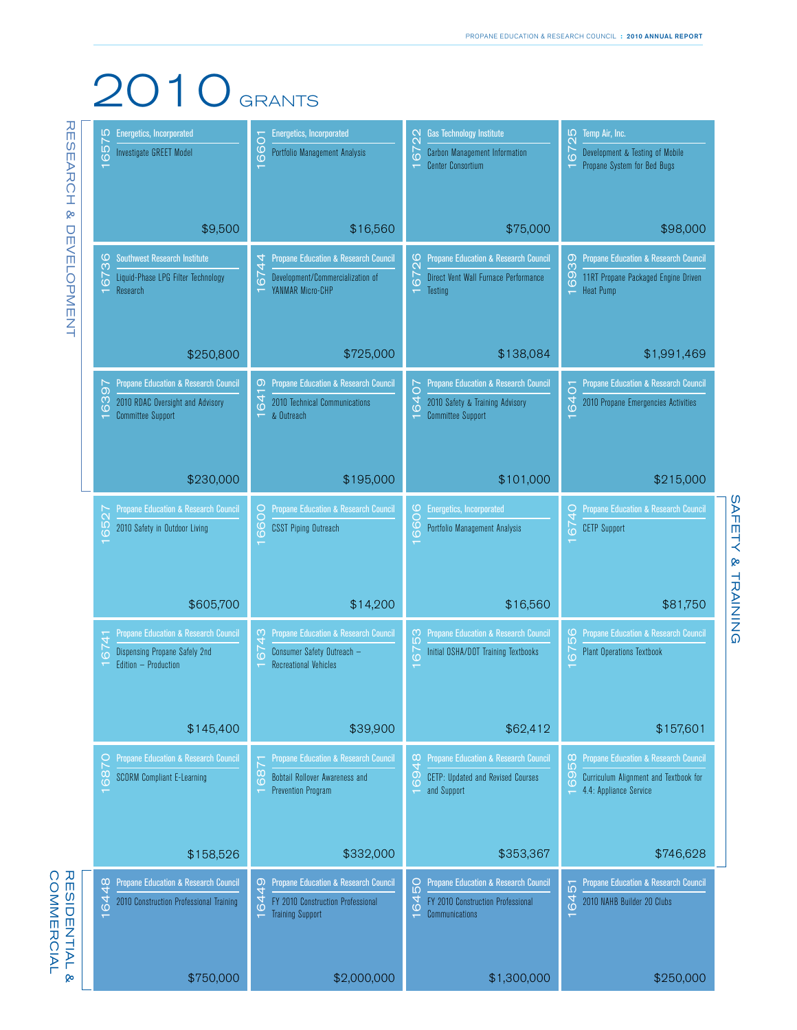# 2010 GRANTS

## RESEARCH & DEVELOPMENT

| Grant # | Grantee | Project | Amount |
|---|---|---|---|
| 16575 | Energetics, Incorporated | Investigate GREET Model | $9,500 |
| 16601 | Energetics, Incorporated | Portfolio Management Analysis | $16,560 |
| 16722 | Gas Technology Institute | Carbon Management Information Center Consortium | $75,000 |
| 16725 | Temp Air, Inc. | Development & Testing of Mobile Propane System for Bed Bugs | $98,000 |
| 16736 | Southwest Research Institute | Liquid-Phase LPG Filter Technology Research | $250,800 |
| 16744 | Propane Education & Research Council | Development/Commercialization of YANMAR Micro-CHP | $725,000 |
| 16726 | Propane Education & Research Council | Direct Vent Wall Furnace Performance Testing | $138,084 |
| 16939 | Propane Education & Research Council | 11RT Propane Packaged Engine Driven Heat Pump | $1,991,469 |
| 16397 | Propane Education & Research Council | 2010 RDAC Oversight and Advisory Committee Support | $230,000 |
| 16419 | Propane Education & Research Council | 2010 Technical Communications & Outreach | $195,000 |

## SAFETY & TRAINING

| Grant # | Grantee | Project | Amount |
|---|---|---|---|
| 16407 | Propane Education & Research Council | 2010 Safety & Training Advisory Committee Support | $101,000 |
| 16401 | Propane Education & Research Council | 2010 Propane Emergencies Activities | $215,000 |
| 16527 | Propane Education & Research Council | 2010 Safety in Outdoor Living | $605,700 |
| 16600 | Propane Education & Research Council | CSST Piping Outreach | $14,200 |
| 16606 | Energetics, Incorporated | Portfolio Management Analysis | $16,560 |
| 16740 | Propane Education & Research Council | CETP Support | $81,750 |
| 16741 | Propane Education & Research Council | Dispensing Propane Safely 2nd Edition – Production | $145,400 |
| 16743 | Propane Education & Research Council | Consumer Safety Outreach – Recreational Vehicles | $39,900 |
| 16753 | Propane Education & Research Council | Initial OSHA/DOT Training Textbooks | $62,412 |
| 16756 | Propane Education & Research Council | Plant Operations Textbook | $157,601 |
| 16870 | Propane Education & Research Council | SCORM Compliant E-Learning | $158,526 |
| 16871 | Propane Education & Research Council | Bobtail Rollover Awareness and Prevention Program | $332,000 |
| 16948 | Propane Education & Research Council | CETP: Updated and Revised Courses and Support | $353,367 |
| 16958 | Propane Education & Research Council | Curriculum Alignment and Textbook for 4.4: Appliance Service | $746,628 |

## RESIDENTIAL & COMMERCIAL

| Grant # | Grantee | Project | Amount |
|---|---|---|---|
| 16448 | Propane Education & Research Council | 2010 Construction Professional Training | $750,000 |
| 16449 | Propane Education & Research Council | FY 2010 Construction Professional Training Support | $2,000,000 |
| 16450 | Propane Education & Research Council | FY 2010 Construction Professional Communications | $1,300,000 |
| 16451 | Propane Education & Research Council | 2010 NAHB Builder 20 Clubs | $250,000 |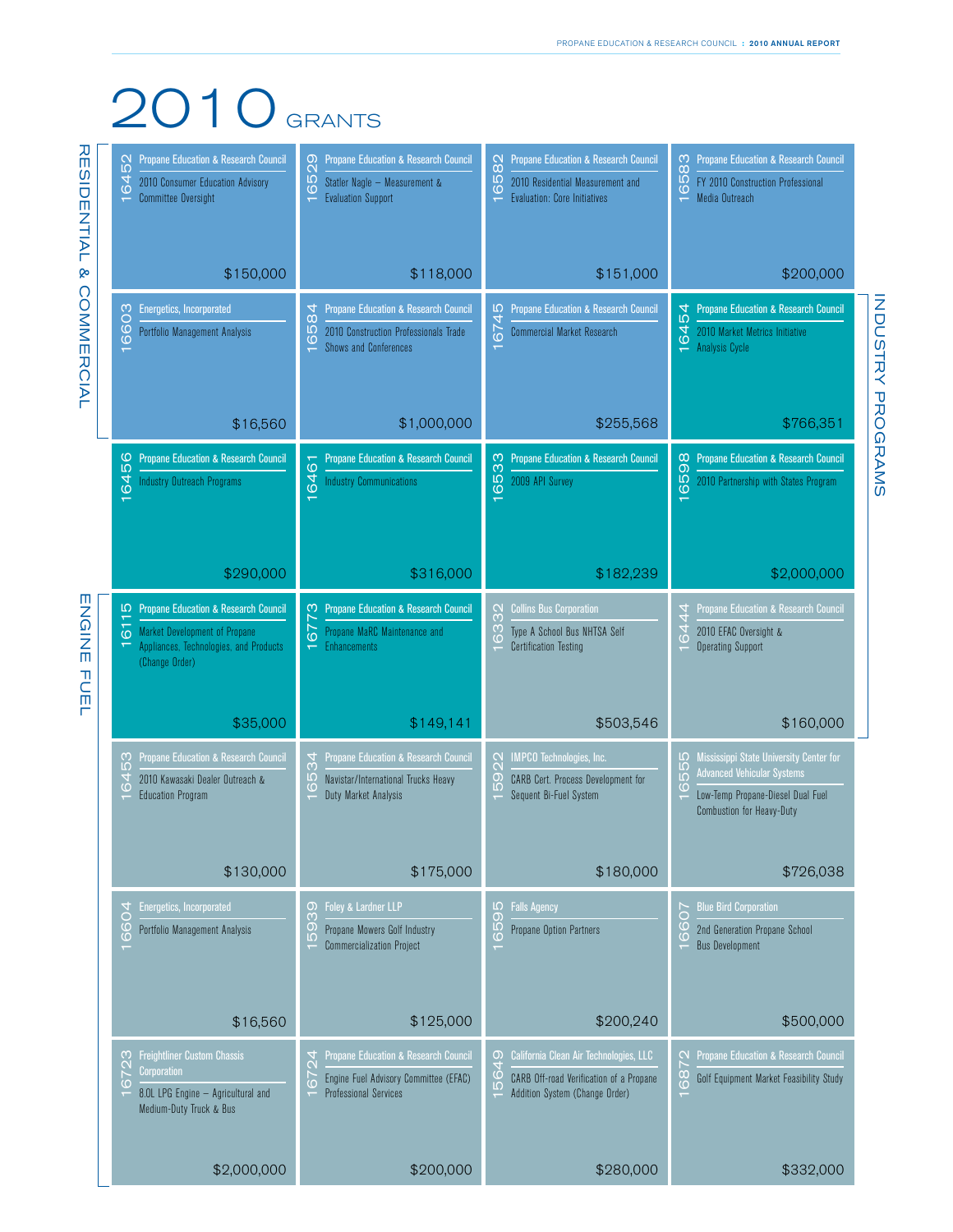# 2010 GRANTS

## RESIDENTIAL & COMMERCIAL

| Grant # | Recipient | Project | Amount |
|---|---|---|---|
| 16452 | Propane Education & Research Council | 2010 Consumer Education Advisory Committee Oversight | $150,000 |
| 16529 | Propane Education & Research Council | Statler Nagle – Measurement & Evaluation Support | $118,000 |
| 16582 | Propane Education & Research Council | 2010 Residential Measurement and Evaluation: Core Initiatives | $151,000 |
| 16583 | Propane Education & Research Council | FY 2010 Construction Professional Media Outreach | $200,000 |
| 16603 | Energetics, Incorporated | Portfolio Management Analysis | $16,560 |
| 16584 | Propane Education & Research Council | 2010 Construction Professionals Trade Shows and Conferences | $1,000,000 |
| 16745 | Propane Education & Research Council | Commercial Market Research | $255,568 |

## INDUSTRY PROGRAMS

| Grant # | Recipient | Project | Amount |
|---|---|---|---|
| 16454 | Propane Education & Research Council | 2010 Market Metrics Initiative Analysis Cycle | $766,351 |
| 16456 | Propane Education & Research Council | Industry Outreach Programs | $290,000 |
| 16461 | Propane Education & Research Council | Industry Communications | $316,000 |
| 16533 | Propane Education & Research Council | 2009 API Survey | $182,239 |
| 16598 | Propane Education & Research Council | 2010 Partnership with States Program | $2,000,000 |
| 16115 | Propane Education & Research Council | Market Development of Propane Appliances, Technologies, and Products (Change Order) | $35,000 |
| 16773 | Propane Education & Research Council | Propane MaRC Maintenance and Enhancements | $149,141 |

## ENGINE FUEL

| Grant # | Recipient | Project | Amount |
|---|---|---|---|
| 16332 | Collins Bus Corporation | Type A School Bus NHTSA Self Certification Testing | $503,546 |
| 16444 | Propane Education & Research Council | 2010 EFAC Oversight & Operating Support | $160,000 |
| 16453 | Propane Education & Research Council | 2010 Kawasaki Dealer Outreach & Education Program | $130,000 |
| 16534 | Propane Education & Research Council | Navistar/International Trucks Heavy Duty Market Analysis | $175,000 |
| 15922 | IMPCO Technologies, Inc. | CARB Cert. Process Development for Sequent Bi-Fuel System | $180,000 |
| 16555 | Mississippi State University Center for Advanced Vehicular Systems | Low-Temp Propane-Diesel Dual Fuel Combustion for Heavy-Duty | $726,038 |
| 16604 | Energetics, Incorporated | Portfolio Management Analysis | $16,560 |
| 15939 | Foley & Lardner LLP | Propane Mowers Golf Industry Commercialization Project | $125,000 |
| 16595 | Falls Agency | Propane Option Partners | $200,240 |
| 16607 | Blue Bird Corporation | 2nd Generation Propane School Bus Development | $500,000 |
| 16723 | Freightliner Custom Chassis Corporation | 8.0L LPG Engine – Agricultural and Medium-Duty Truck & Bus | $2,000,000 |
| 16724 | Propane Education & Research Council | Engine Fuel Advisory Committee (EFAC) Professional Services | $200,000 |
| 15649 | California Clean Air Technologies, LLC | CARB Off-road Verification of a Propane Addition System (Change Order) | $280,000 |
| 16872 | Propane Education & Research Council | Golf Equipment Market Feasibility Study | $332,000 |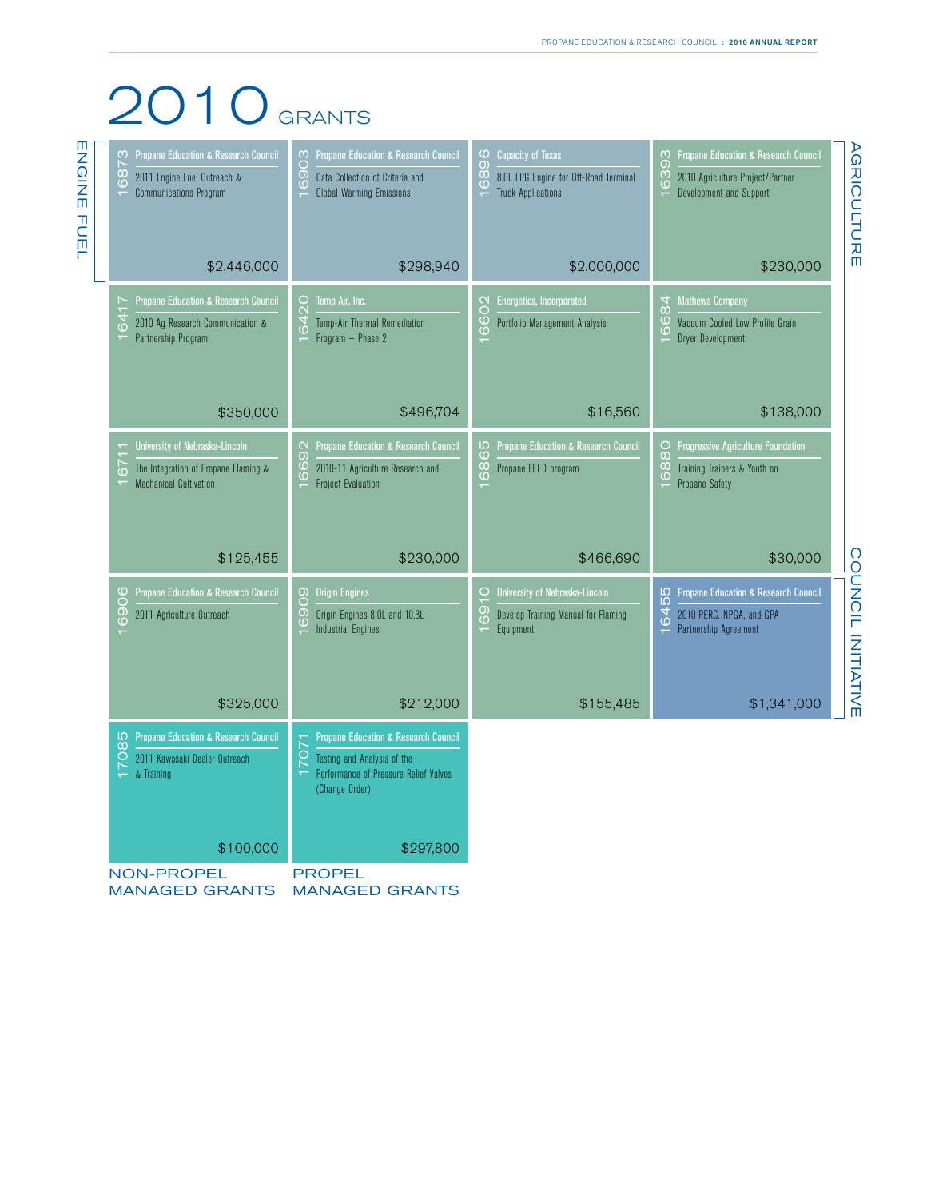# 2010 GRANTS

## ENGINE FUEL

| Grant No. | Recipient | Project | Amount |
|---|---|---|---|
| 16873 | Propane Education & Research Council | 2011 Engine Fuel Outreach & Communications Program | $2,446,000 |
| 16903 | Propane Education & Research Council | Data Collection of Criteria and Global Warming Emissions | $298,940 |
| 16896 | Capacity of Texas | 8.0L LPG Engine for Off-Road Terminal Truck Applications | $2,000,000 |

## AGRICULTURE

| Grant No. | Recipient | Project | Amount |
|---|---|---|---|
| 16393 | Propane Education & Research Council | 2010 Agriculture Project/Partner Development and Support | $230,000 |
| 16417 | Propane Education & Research Council | 2010 Ag Research Communication & Partnership Program | $350,000 |
| 16420 | Temp Air, Inc. | Temp-Air Thermal Remediation Program – Phase 2 | $496,704 |
| 16602 | Energetics, Incorporated | Portfolio Management Analysis | $16,560 |
| 16684 | Mathews Company | Vacuum Cooled Low Profile Grain Dryer Development | $138,000 |
| 16711 | University of Nebraska-Lincoln | The Integration of Propane Flaming & Mechanical Cultivation | $125,455 |
| 16692 | Propane Education & Research Council | 2010-11 Agriculture Research and Project Evaluation | $230,000 |
| 16865 | Propane Education & Research Council | Propane FEED program | $466,690 |
| 16880 | Progressive Agriculture Foundation | Training Trainers & Youth on Propane Safety | $30,000 |
| 16906 | Propane Education & Research Council | 2011 Agriculture Outreach | $325,000 |
| 16909 | Origin Engines | Origin Engines 8.0L and 10.3L Industrial Engines | $212,000 |
| 16910 | University of Nebraska-Lincoln | Develop Training Manual for Flaming Equipment | $155,485 |

## COUNCIL INITIATIVE

| Grant No. | Recipient | Project | Amount |
|---|---|---|---|
| 16455 | Propane Education & Research Council | 2010 PERC, NPGA, and GPA Partnership Agreement | $1,341,000 |

## NON-PROPEL MANAGED GRANTS

| Grant No. | Recipient | Project | Amount |
|---|---|---|---|
| 17085 | Propane Education & Research Council | 2011 Kawasaki Dealer Outreach & Training | $100,000 |

## PROPEL MANAGED GRANTS

| Grant No. | Recipient | Project | Amount |
|---|---|---|---|
| 17071 | Propane Education & Research Council | Testing and Analysis of the Performance of Pressure Relief Valves (Change Order) | $297,800 |